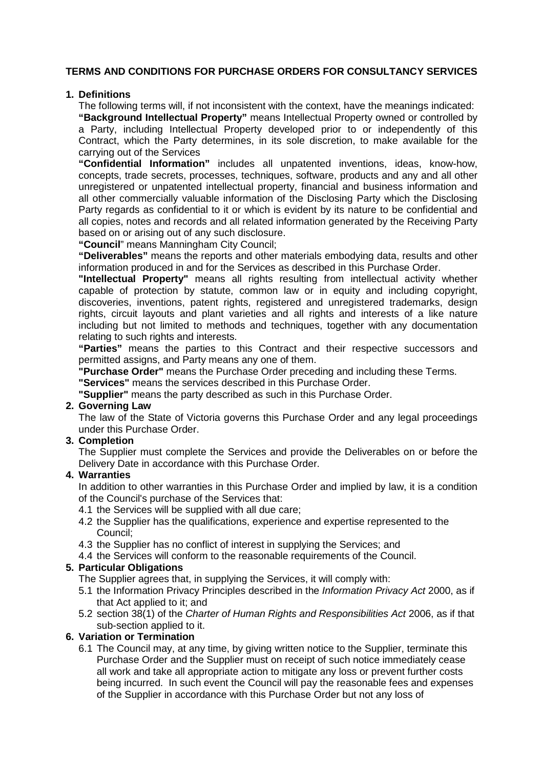# TERMS AND CONDITIONS FOR PURCHASE ORDERS FOR CONSULTANCY SERVICES

## 1. Definitions

The following terms will, if not inconsistent with the context, have the meanings indicated:

**"Background Intellectual Property"** means Intellectual Property owned or controlled by a Party, including Intellectual Property developed prior to or independently of this Contract, which the Party determines, in its sole discretion, to make available for the carrying out of the Services

**"Confidential Information"** includes all unpatented inventions, ideas, know-how, concepts, trade secrets, processes, techniques, software, products and any and all other unregistered or unpatented intellectual property, financial and business information and all other commercially valuable information of the Disclosing Party which the Disclosing Party regards as confidential to it or which is evident by its nature to be confidential and all copies, notes and records and all related information generated by the Receiving Party based on or arising out of any such disclosure.

**"Council"** means Manningham City Council;

**"Deliverables"** means the reports and other materials embodying data, results and other information produced in and for the Services as described in this Purchase Order.

**"Intellectual Property"** means all rights resulting from intellectual activity whether capable of protection by statute, common law or in equity and including copyright, discoveries, inventions, patent rights, registered and unregistered trademarks, design rights, circuit layouts and plant varieties and all rights and interests of a like nature including but not limited to methods and techniques, together with any documentation relating to such rights and interests.

**"Parties"** means the parties to this Contract and their respective successors and permitted assigns, and Party means any one of them.

**"Purchase Order"** means the Purchase Order preceding and including these Terms.

**"Services"** means the services described in this Purchase Order.

**"Supplier"** means the party described as such in this Purchase Order.

## 2. Governing Law

The law of the State of Victoria governs this Purchase Order and any legal proceedings under this Purchase Order.

## 3. Completion

The Supplier must complete the Services and provide the Deliverables on or before the Delivery Date in accordance with this Purchase Order.

## 4. Warranties

In addition to other warranties in this Purchase Order and implied by law, it is a condition of the Council's purchase of the Services that:

4.1 the Services will be supplied with all due care;

4.2 the Supplier has the qualifications, experience and expertise represented to the Council;

4.3 the Supplier has no conflict of interest in supplying the Services; and

4.4 the Services will conform to the reasonable requirements of the Council.

## 5. Particular Obligations

The Supplier agrees that, in supplying the Services, it will comply with:

5.1 the Information Privacy Principles described in the *Information Privacy Act* 2000, as if that Act applied to it; and

5.2 section 38(1) of the *Charter of Human Rights and Responsibilities Act* 2006, as if that sub-section applied to it.

## 6. Variation or Termination

6.1 The Council may, at any time, by giving written notice to the Supplier, terminate this Purchase Order and the Supplier must on receipt of such notice immediately cease all work and take all appropriate action to mitigate any loss or prevent further costs being incurred. In such event the Council will pay the reasonable fees and expenses of the Supplier in accordance with this Purchase Order but not any loss of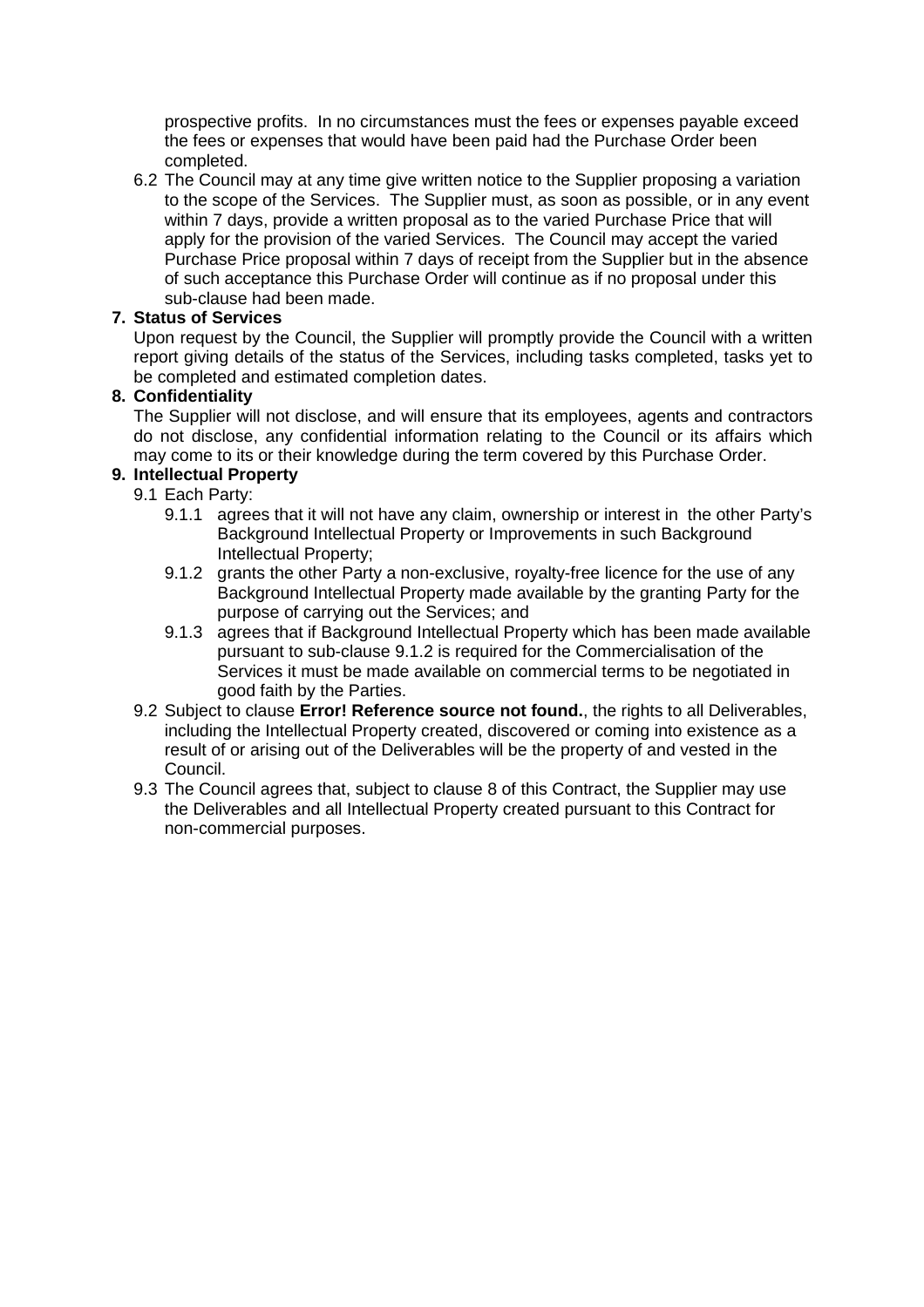prospective profits. In no circumstances must the fees or expenses payable exceed the fees or expenses that would have been paid had the Purchase Order been completed.

6.2 The Council may at any time give written notice to the Supplier proposing a variation to the scope of the Services. The Supplier must, as soon as possible, or in any event within 7 days, provide a written proposal as to the varied Purchase Price that will apply for the provision of the varied Services. The Council may accept the varied Purchase Price proposal within 7 days of receipt from the Supplier but in the absence of such acceptance this Purchase Order will continue as if no proposal under this sub-clause had been made.

**7. Status of Services**

Upon request by the Council, the Supplier will promptly provide the Council with a written report giving details of the status of the Services, including tasks completed, tasks yet to be completed and estimated completion dates.

**8. Confidentiality**

The Supplier will not disclose, and will ensure that its employees, agents and contractors do not disclose, any confidential information relating to the Council or its affairs which may come to its or their knowledge during the term covered by this Purchase Order.

**9. Intellectual Property**

9.1 Each Party:

9.1.1 agrees that it will not have any claim, ownership or interest in the other Party's Background Intellectual Property or Improvements in such Background Intellectual Property;

9.1.2 grants the other Party a non-exclusive, royalty-free licence for the use of any Background Intellectual Property made available by the granting Party for the purpose of carrying out the Services; and

9.1.3 agrees that if Background Intellectual Property which has been made available pursuant to sub-clause 9.1.2 is required for the Commercialisation of the Services it must be made available on commercial terms to be negotiated in good faith by the Parties.

9.2 Subject to clause **Error! Reference source not found.**, the rights to all Deliverables, including the Intellectual Property created, discovered or coming into existence as a result of or arising out of the Deliverables will be the property of and vested in the Council.

9.3 The Council agrees that, subject to clause 8 of this Contract, the Supplier may use the Deliverables and all Intellectual Property created pursuant to this Contract for non-commercial purposes.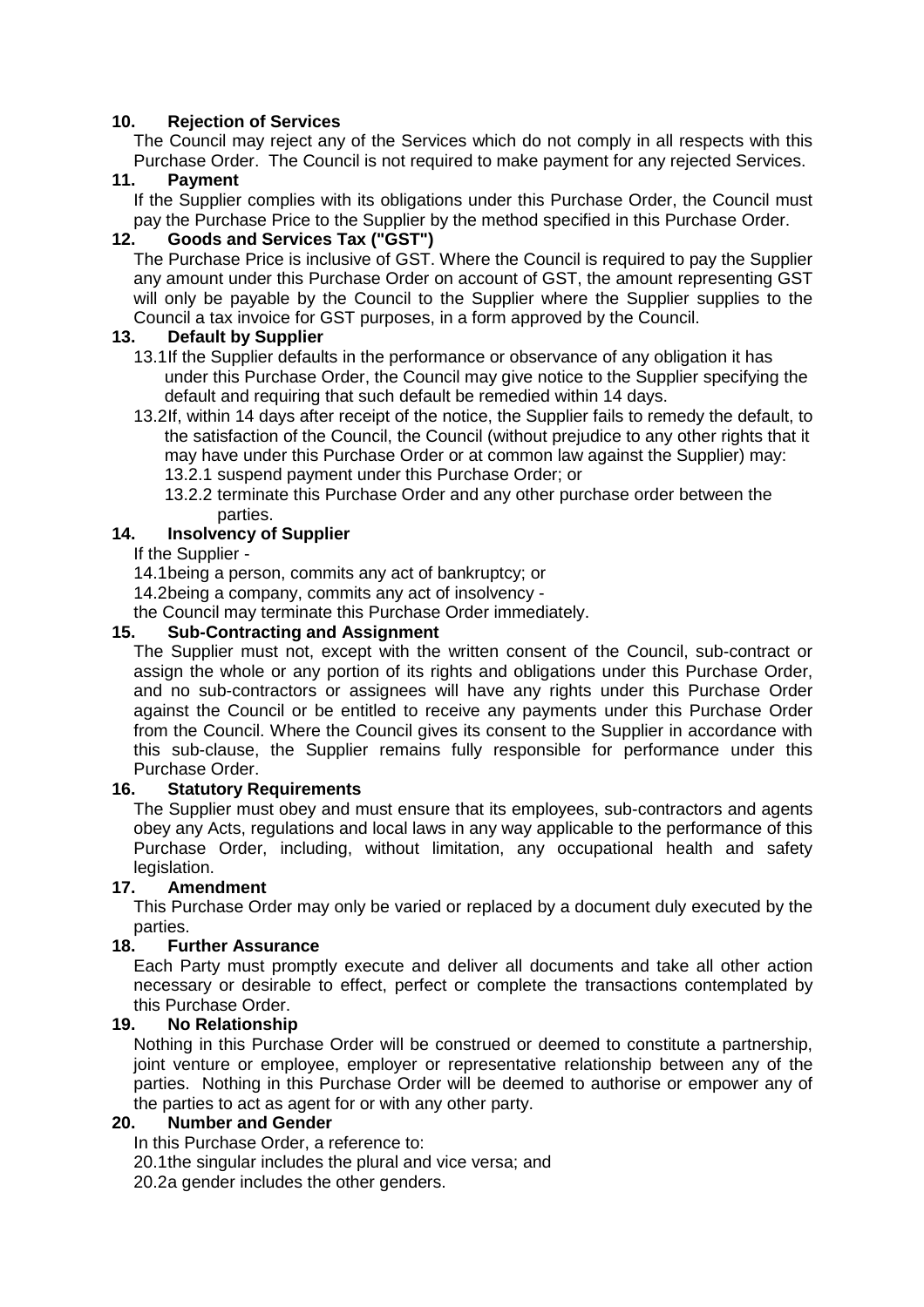## 10. Rejection of Services

The Council may reject any of the Services which do not comply in all respects with this Purchase Order. The Council is not required to make payment for any rejected Services.

## 11. Payment

If the Supplier complies with its obligations under this Purchase Order, the Council must pay the Purchase Price to the Supplier by the method specified in this Purchase Order.

## 12. Goods and Services Tax ("GST")

The Purchase Price is inclusive of GST. Where the Council is required to pay the Supplier any amount under this Purchase Order on account of GST, the amount representing GST will only be payable by the Council to the Supplier where the Supplier supplies to the Council a tax invoice for GST purposes, in a form approved by the Council.

## 13. Default by Supplier

13.1 If the Supplier defaults in the performance or observance of any obligation it has under this Purchase Order, the Council may give notice to the Supplier specifying the default and requiring that such default be remedied within 14 days.

13.2 If, within 14 days after receipt of the notice, the Supplier fails to remedy the default, to the satisfaction of the Council, the Council (without prejudice to any other rights that it may have under this Purchase Order or at common law against the Supplier) may:

13.2.1 suspend payment under this Purchase Order; or

13.2.2 terminate this Purchase Order and any other purchase order between the parties.

## 14. Insolvency of Supplier

If the Supplier -

14.1 being a person, commits any act of bankruptcy; or

14.2 being a company, commits any act of insolvency -

the Council may terminate this Purchase Order immediately.

## 15. Sub-Contracting and Assignment

The Supplier must not, except with the written consent of the Council, sub-contract or assign the whole or any portion of its rights and obligations under this Purchase Order, and no sub-contractors or assignees will have any rights under this Purchase Order against the Council or be entitled to receive any payments under this Purchase Order from the Council. Where the Council gives its consent to the Supplier in accordance with this sub-clause, the Supplier remains fully responsible for performance under this Purchase Order.

## 16. Statutory Requirements

The Supplier must obey and must ensure that its employees, sub-contractors and agents obey any Acts, regulations and local laws in any way applicable to the performance of this Purchase Order, including, without limitation, any occupational health and safety legislation.

## 17. Amendment

This Purchase Order may only be varied or replaced by a document duly executed by the parties.

## 18. Further Assurance

Each Party must promptly execute and deliver all documents and take all other action necessary or desirable to effect, perfect or complete the transactions contemplated by this Purchase Order.

## 19. No Relationship

Nothing in this Purchase Order will be construed or deemed to constitute a partnership, joint venture or employee, employer or representative relationship between any of the parties. Nothing in this Purchase Order will be deemed to authorise or empower any of the parties to act as agent for or with any other party.

## 20. Number and Gender

In this Purchase Order, a reference to:

20.1 the singular includes the plural and vice versa; and

20.2 a gender includes the other genders.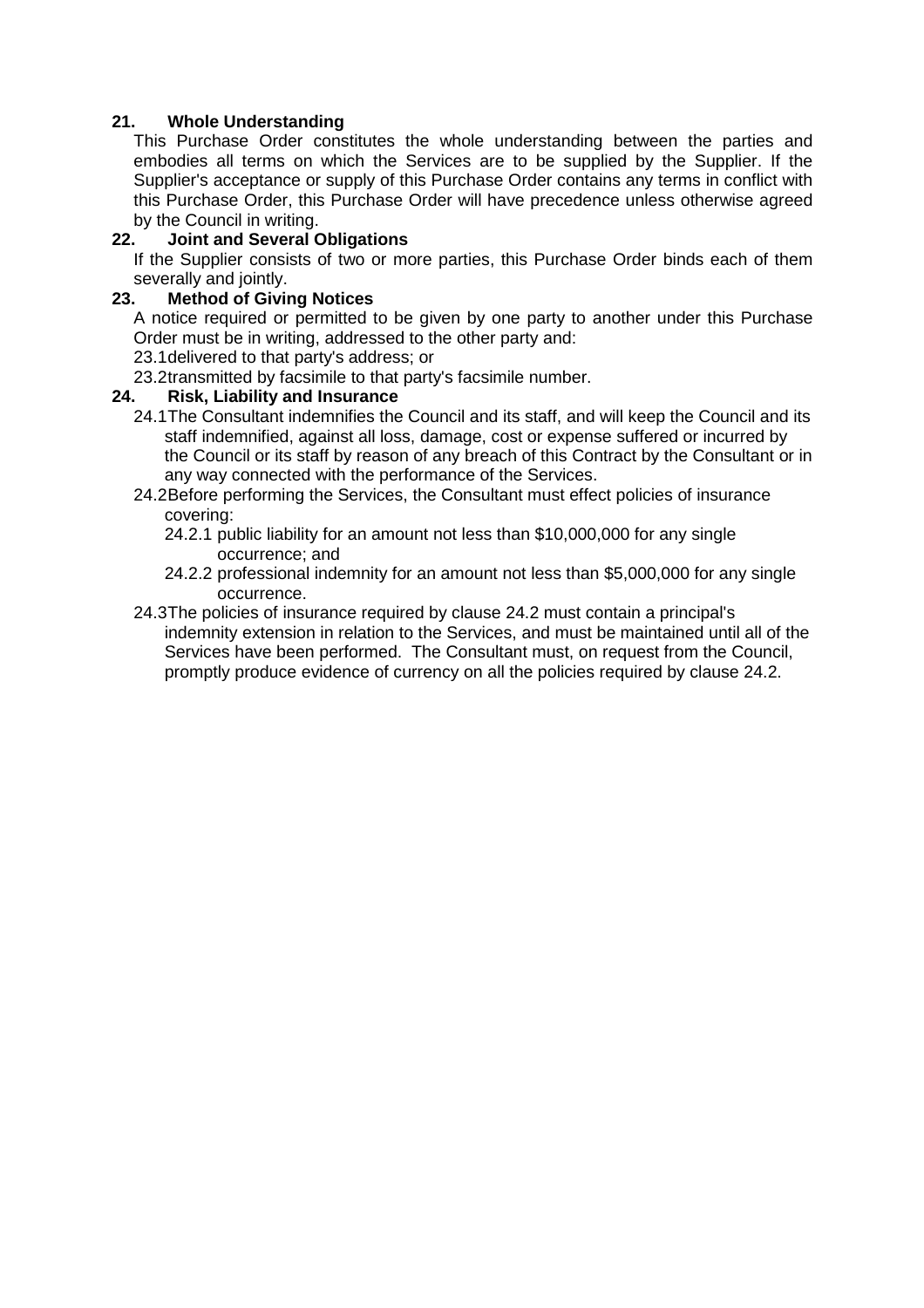## 21. Whole Understanding

This Purchase Order constitutes the whole understanding between the parties and embodies all terms on which the Services are to be supplied by the Supplier. If the Supplier's acceptance or supply of this Purchase Order contains any terms in conflict with this Purchase Order, this Purchase Order will have precedence unless otherwise agreed by the Council in writing.

## 22. Joint and Several Obligations

If the Supplier consists of two or more parties, this Purchase Order binds each of them severally and jointly.

## 23. Method of Giving Notices

A notice required or permitted to be given by one party to another under this Purchase Order must be in writing, addressed to the other party and:

23.1 delivered to that party's address; or

23.2 transmitted by facsimile to that party's facsimile number.

## 24. Risk, Liability and Insurance

24.1 The Consultant indemnifies the Council and its staff, and will keep the Council and its staff indemnified, against all loss, damage, cost or expense suffered or incurred by the Council or its staff by reason of any breach of this Contract by the Consultant or in any way connected with the performance of the Services.

24.2 Before performing the Services, the Consultant must effect policies of insurance covering:

- 24.2.1 public liability for an amount not less than $10,000,000 for any single occurrence; and
- 24.2.2 professional indemnity for an amount not less than $5,000,000 for any single occurrence.

24.3 The policies of insurance required by clause 24.2 must contain a principal's indemnity extension in relation to the Services, and must be maintained until all of the Services have been performed. The Consultant must, on request from the Council, promptly produce evidence of currency on all the policies required by clause 24.2.